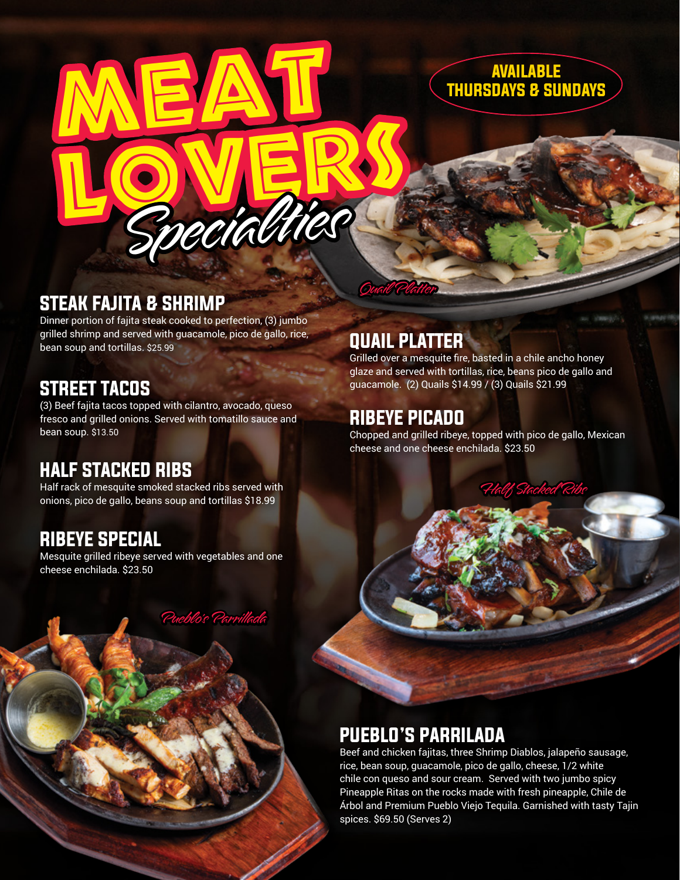# MEAT LOVERS *Specialties*

**AVAILABLE THURSDAYS & SUNDAYS**

*Quail Platter*

## STEAK FAJITA & SHRIMP

Dinner portion of fajita steak cooked to perfection, (3) jumbo grilled shrimp and served with guacamole, pico de gallo, rice, bean soup and tortillas. $25.99

## STREET TACOS

(3) Beef fajita tacos topped with cilantro, avocado, queso fresco and grilled onions. Served with tomatillo sauce and bean soup. $13.50

## HALF STACKED RIBS

Half rack of mesquite smoked stacked ribs served with onions, pico de gallo, beans soup and tortillas $18.99

## RIBEYE SPECIAL

Mesquite grilled ribeye served with vegetables and one cheese enchilada. $23.50

## QUAIL PLATTER

Grilled over a mesquite fire, basted in a chile ancho honey glaze and served with tortillas, rice, beans pico de gallo and guacamole. (2) Quails $14.99 / (3) Quails $21.99

## RIBEYE PICADO

Chopped and grilled ribeye, topped with pico de gallo, Mexican cheese and one cheese enchilada. $23.50

*Half Stacked Ribs*

*Pueblo's Parrillada*

## PUEBLO'S PARRILADA

Beef and chicken fajitas, three Shrimp Diablos, jalapeño sausage, rice, bean soup, guacamole, pico de gallo, cheese, 1/2 white chile con queso and sour cream. Served with two jumbo spicy Pineapple Ritas on the rocks made with fresh pineapple, Chile de Árbol and Premium Pueblo Viejo Tequila. Garnished with tasty Tajin spices. $69.50 (Serves 2)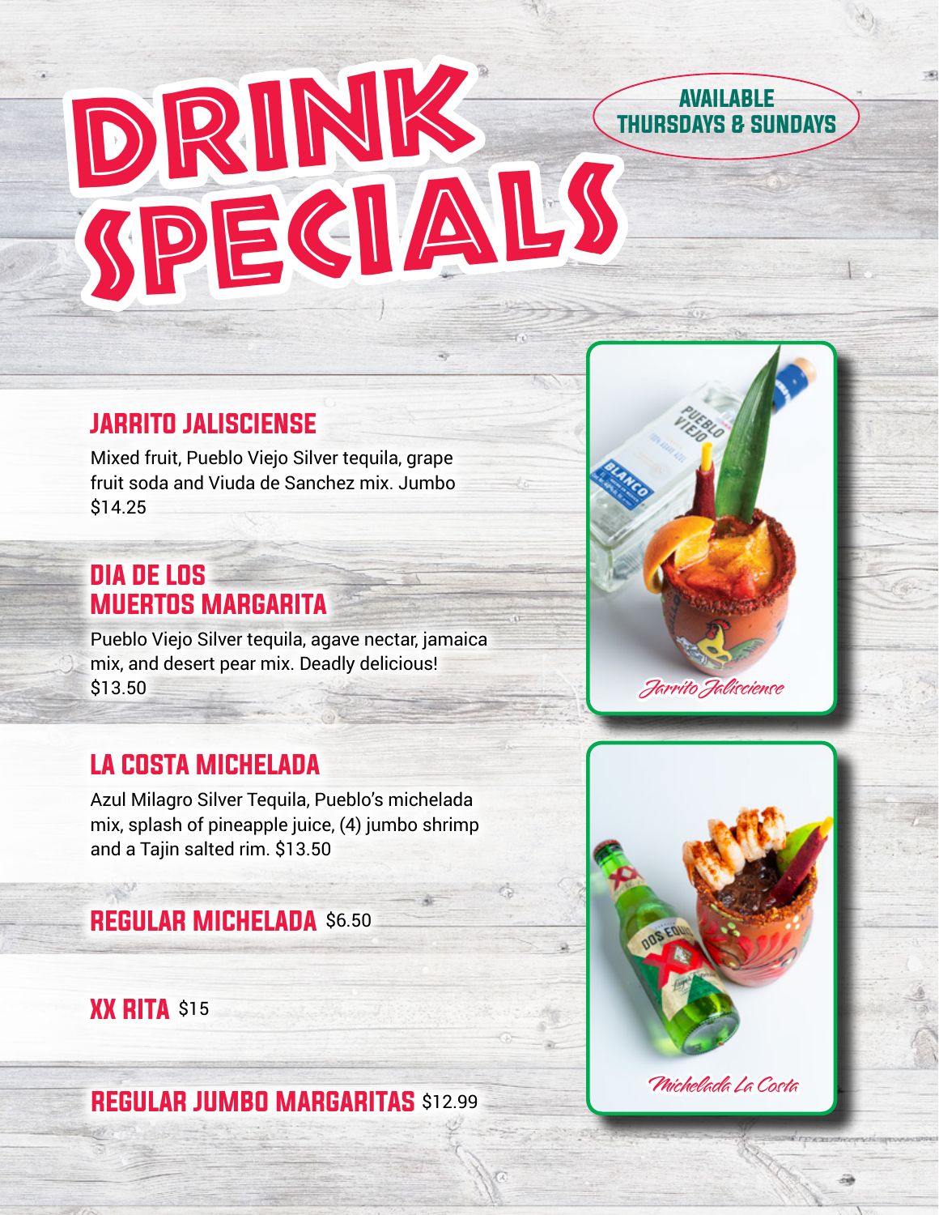# DRINK SPECIALS

**AVAILABLE THURSDAYS & SUNDAYS**

## JARRITO JALISCIENSE

Mixed fruit, Pueblo Viejo Silver tequila, grape fruit soda and Viuda de Sanchez mix. Jumbo $14.25

## DIA DE LOS MUERTOS MARGARITA

Pueblo Viejo Silver tequila, agave nectar, jamaica mix, and desert pear mix. Deadly delicious! $13.50

## LA COSTA MICHELADA

Azul Milagro Silver Tequila, Pueblo's michelada mix, splash of pineapple juice, (4) jumbo shrimp and a Tajin salted rim. $13.50

## REGULAR MICHELADA $6.50

## XX RITA $15

## REGULAR JUMBO MARGARITAS $12.99

*Jarrito Jalisciense*

*Michelada La Costa*